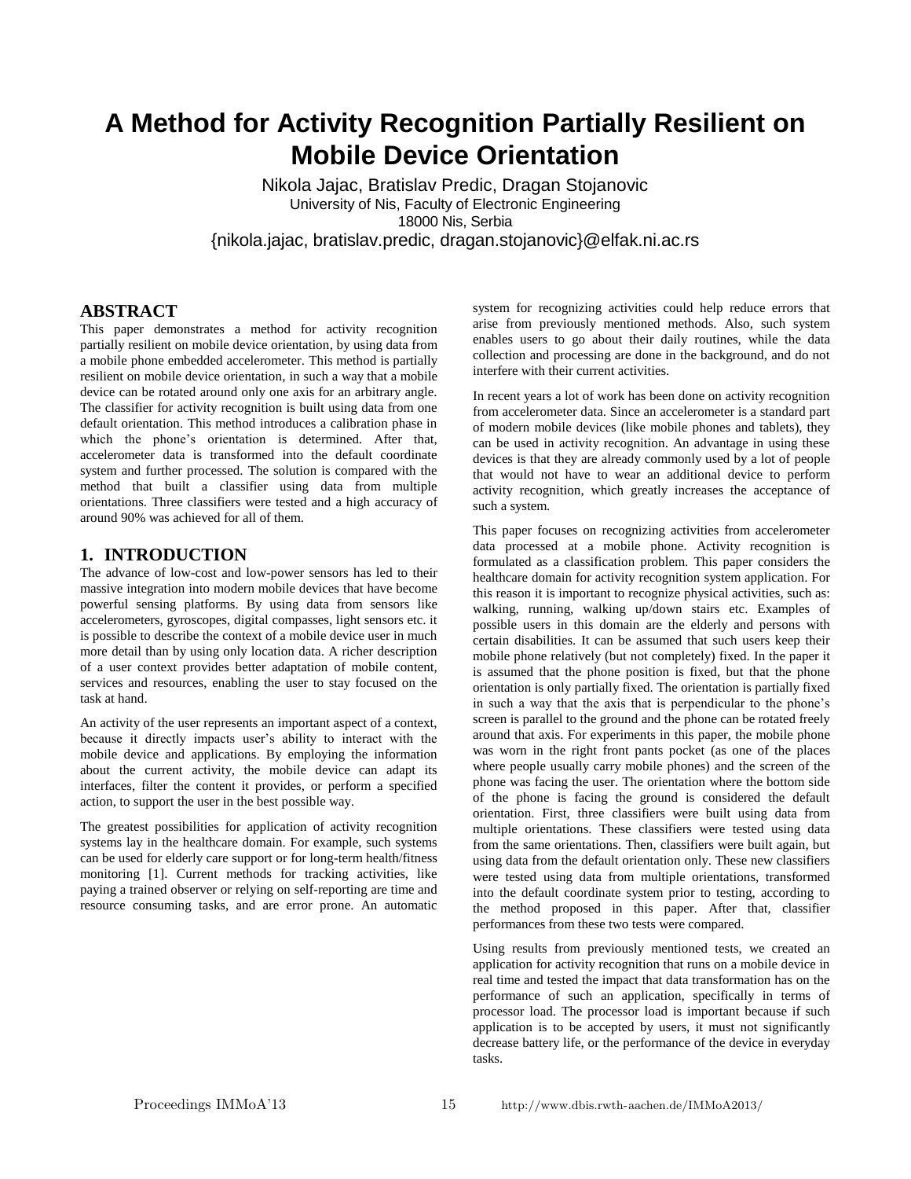# A Method for Activity Recognition Partially Resilient on Mobile Device Orientation

Nikola Jajac, Bratislav Predic, Dragan Stojanovic
University of Nis, Faculty of Electronic Engineering
18000 Nis, Serbia
{nikola.jajac, bratislav.predic, dragan.stojanovic}@elfak.ni.ac.rs

## ABSTRACT

This paper demonstrates a method for activity recognition partially resilient on mobile device orientation, by using data from a mobile phone embedded accelerometer. This method is partially resilient on mobile device orientation, in such a way that a mobile device can be rotated around only one axis for an arbitrary angle. The classifier for activity recognition is built using data from one default orientation. This method introduces a calibration phase in which the phone's orientation is determined. After that, accelerometer data is transformed into the default coordinate system and further processed. The solution is compared with the method that built a classifier using data from multiple orientations. Three classifiers were tested and a high accuracy of around 90% was achieved for all of them.

## 1. INTRODUCTION

The advance of low-cost and low-power sensors has led to their massive integration into modern mobile devices that have become powerful sensing platforms. By using data from sensors like accelerometers, gyroscopes, digital compasses, light sensors etc. it is possible to describe the context of a mobile device user in much more detail than by using only location data. A richer description of a user context provides better adaptation of mobile content, services and resources, enabling the user to stay focused on the task at hand.

An activity of the user represents an important aspect of a context, because it directly impacts user's ability to interact with the mobile device and applications. By employing the information about the current activity, the mobile device can adapt its interfaces, filter the content it provides, or perform a specified action, to support the user in the best possible way.

The greatest possibilities for application of activity recognition systems lay in the healthcare domain. For example, such systems can be used for elderly care support or for long-term health/fitness monitoring [1]. Current methods for tracking activities, like paying a trained observer or relying on self-reporting are time and resource consuming tasks, and are error prone. An automatic system for recognizing activities could help reduce errors that arise from previously mentioned methods. Also, such system enables users to go about their daily routines, while the data collection and processing are done in the background, and do not interfere with their current activities.

In recent years a lot of work has been done on activity recognition from accelerometer data. Since an accelerometer is a standard part of modern mobile devices (like mobile phones and tablets), they can be used in activity recognition. An advantage in using these devices is that they are already commonly used by a lot of people that would not have to wear an additional device to perform activity recognition, which greatly increases the acceptance of such a system.

This paper focuses on recognizing activities from accelerometer data processed at a mobile phone. Activity recognition is formulated as a classification problem. This paper considers the healthcare domain for activity recognition system application. For this reason it is important to recognize physical activities, such as: walking, running, walking up/down stairs etc. Examples of possible users in this domain are the elderly and persons with certain disabilities. It can be assumed that such users keep their mobile phone relatively (but not completely) fixed. In the paper it is assumed that the phone position is fixed, but that the phone orientation is only partially fixed. The orientation is partially fixed in such a way that the axis that is perpendicular to the phone's screen is parallel to the ground and the phone can be rotated freely around that axis. For experiments in this paper, the mobile phone was worn in the right front pants pocket (as one of the places where people usually carry mobile phones) and the screen of the phone was facing the user. The orientation where the bottom side of the phone is facing the ground is considered the default orientation. First, three classifiers were built using data from multiple orientations. These classifiers were tested using data from the same orientations. Then, classifiers were built again, but using data from the default orientation only. These new classifiers were tested using data from multiple orientations, transformed into the default coordinate system prior to testing, according to the method proposed in this paper. After that, classifier performances from these two tests were compared.

Using results from previously mentioned tests, we created an application for activity recognition that runs on a mobile device in real time and tested the impact that data transformation has on the performance of such an application, specifically in terms of processor load. The processor load is important because if such application is to be accepted by users, it must not significantly decrease battery life, or the performance of the device in everyday tasks.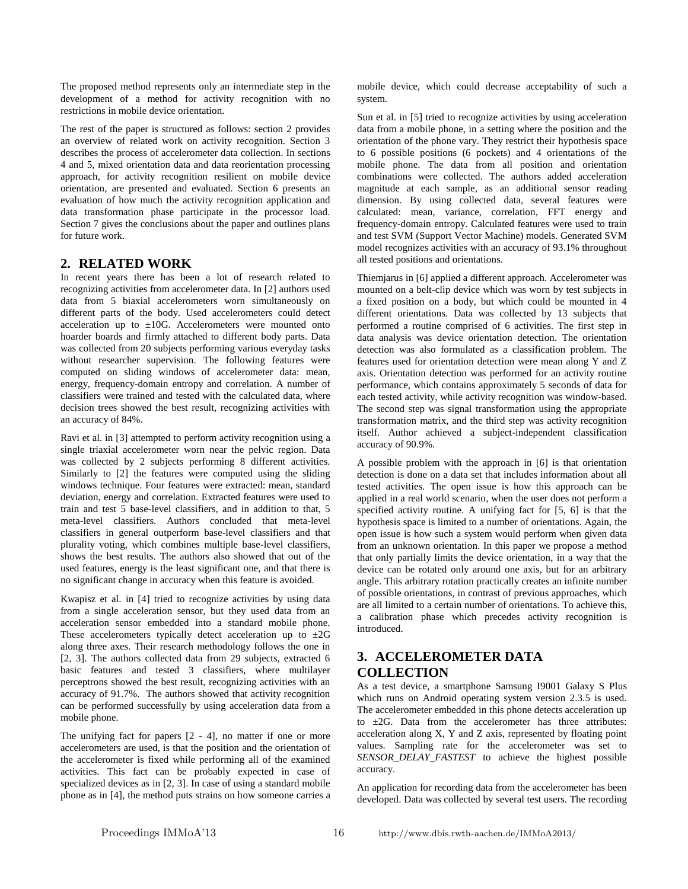The proposed method represents only an intermediate step in the development of a method for activity recognition with no restrictions in mobile device orientation.

The rest of the paper is structured as follows: section 2 provides an overview of related work on activity recognition. Section 3 describes the process of accelerometer data collection. In sections 4 and 5, mixed orientation data and data reorientation processing approach, for activity recognition resilient on mobile device orientation, are presented and evaluated. Section 6 presents an evaluation of how much the activity recognition application and data transformation phase participate in the processor load. Section 7 gives the conclusions about the paper and outlines plans for future work.

## 2. RELATED WORK

In recent years there has been a lot of research related to recognizing activities from accelerometer data. In [2] authors used data from 5 biaxial accelerometers worn simultaneously on different parts of the body. Used accelerometers could detect acceleration up to ±10G. Accelerometers were mounted onto hoarder boards and firmly attached to different body parts. Data was collected from 20 subjects performing various everyday tasks without researcher supervision. The following features were computed on sliding windows of accelerometer data: mean, energy, frequency-domain entropy and correlation. A number of classifiers were trained and tested with the calculated data, where decision trees showed the best result, recognizing activities with an accuracy of 84%.

Ravi et al. in [3] attempted to perform activity recognition using a single triaxial accelerometer worn near the pelvic region. Data was collected by 2 subjects performing 8 different activities. Similarly to [2] the features were computed using the sliding windows technique. Four features were extracted: mean, standard deviation, energy and correlation. Extracted features were used to train and test 5 base-level classifiers, and in addition to that, 5 meta-level classifiers. Authors concluded that meta-level classifiers in general outperform base-level classifiers and that plurality voting, which combines multiple base-level classifiers, shows the best results. The authors also showed that out of the used features, energy is the least significant one, and that there is no significant change in accuracy when this feature is avoided.

Kwapisz et al. in [4] tried to recognize activities by using data from a single acceleration sensor, but they used data from an acceleration sensor embedded into a standard mobile phone. These accelerometers typically detect acceleration up to ±2G along three axes. Their research methodology follows the one in [2, 3]. The authors collected data from 29 subjects, extracted 6 basic features and tested 3 classifiers, where multilayer perceptrons showed the best result, recognizing activities with an accuracy of 91.7%. The authors showed that activity recognition can be performed successfully by using acceleration data from a mobile phone.

The unifying fact for papers [2 - 4], no matter if one or more accelerometers are used, is that the position and the orientation of the accelerometer is fixed while performing all of the examined activities. This fact can be probably expected in case of specialized devices as in [2, 3]. In case of using a standard mobile phone as in [4], the method puts strains on how someone carries a mobile device, which could decrease acceptability of such a system.

Sun et al. in [5] tried to recognize activities by using acceleration data from a mobile phone, in a setting where the position and the orientation of the phone vary. They restrict their hypothesis space to 6 possible positions (6 pockets) and 4 orientations of the mobile phone. The data from all position and orientation combinations were collected. The authors added acceleration magnitude at each sample, as an additional sensor reading dimension. By using collected data, several features were calculated: mean, variance, correlation, FFT energy and frequency-domain entropy. Calculated features were used to train and test SVM (Support Vector Machine) models. Generated SVM model recognizes activities with an accuracy of 93.1% throughout all tested positions and orientations.

Thiemjarus in [6] applied a different approach. Accelerometer was mounted on a belt-clip device which was worn by test subjects in a fixed position on a body, but which could be mounted in 4 different orientations. Data was collected by 13 subjects that performed a routine comprised of 6 activities. The first step in data analysis was device orientation detection. The orientation detection was also formulated as a classification problem. The features used for orientation detection were mean along Y and Z axis. Orientation detection was performed for an activity routine performance, which contains approximately 5 seconds of data for each tested activity, while activity recognition was window-based. The second step was signal transformation using the appropriate transformation matrix, and the third step was activity recognition itself. Author achieved a subject-independent classification accuracy of 90.9%.

A possible problem with the approach in [6] is that orientation detection is done on a data set that includes information about all tested activities. The open issue is how this approach can be applied in a real world scenario, when the user does not perform a specified activity routine. A unifying fact for [5, 6] is that the hypothesis space is limited to a number of orientations. Again, the open issue is how such a system would perform when given data from an unknown orientation. In this paper we propose a method that only partially limits the device orientation, in a way that the device can be rotated only around one axis, but for an arbitrary angle. This arbitrary rotation practically creates an infinite number of possible orientations, in contrast of previous approaches, which are all limited to a certain number of orientations. To achieve this, a calibration phase which precedes activity recognition is introduced.

## 3. ACCELEROMETER DATA COLLECTION

As a test device, a smartphone Samsung I9001 Galaxy S Plus which runs on Android operating system version 2.3.5 is used. The accelerometer embedded in this phone detects acceleration up to ±2G. Data from the accelerometer has three attributes: acceleration along X, Y and Z axis, represented by floating point values. Sampling rate for the accelerometer was set to *SENSOR_DELAY_FASTEST* to achieve the highest possible accuracy.

An application for recording data from the accelerometer has been developed. Data was collected by several test users. The recording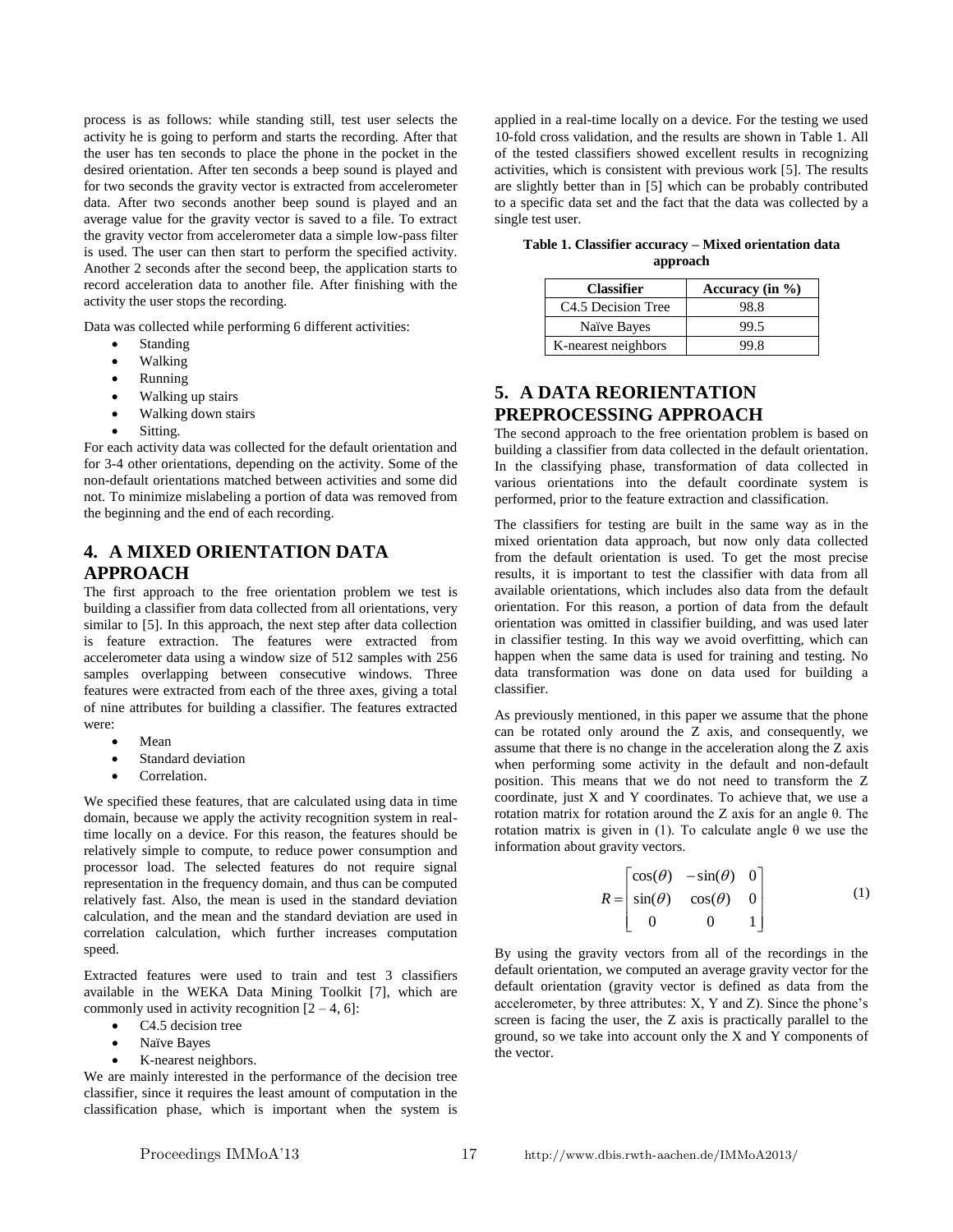process is as follows: while standing still, test user selects the activity he is going to perform and starts the recording. After that the user has ten seconds to place the phone in the pocket in the desired orientation. After ten seconds a beep sound is played and for two seconds the gravity vector is extracted from accelerometer data. After two seconds another beep sound is played and an average value for the gravity vector is saved to a file. To extract the gravity vector from accelerometer data a simple low-pass filter is used. The user can then start to perform the specified activity. Another 2 seconds after the second beep, the application starts to record acceleration data to another file. After finishing with the activity the user stops the recording.

Data was collected while performing 6 different activities:

- Standing
- Walking
- Running
- Walking up stairs
- Walking down stairs
- Sitting.

For each activity data was collected for the default orientation and for 3-4 other orientations, depending on the activity. Some of the non-default orientations matched between activities and some did not. To minimize mislabeling a portion of data was removed from the beginning and the end of each recording.

## 4. A MIXED ORIENTATION DATA APPROACH

The first approach to the free orientation problem we test is building a classifier from data collected from all orientations, very similar to [5]. In this approach, the next step after data collection is feature extraction. The features were extracted from accelerometer data using a window size of 512 samples with 256 samples overlapping between consecutive windows. Three features were extracted from each of the three axes, giving a total of nine attributes for building a classifier. The features extracted were:

- Mean
- Standard deviation
- Correlation.

We specified these features, that are calculated using data in time domain, because we apply the activity recognition system in real-time locally on a device. For this reason, the features should be relatively simple to compute, to reduce power consumption and processor load. The selected features do not require signal representation in the frequency domain, and thus can be computed relatively fast. Also, the mean is used in the standard deviation calculation, and the mean and the standard deviation are used in correlation calculation, which further increases computation speed.

Extracted features were used to train and test 3 classifiers available in the WEKA Data Mining Toolkit [7], which are commonly used in activity recognition [2 – 4, 6]:

- C4.5 decision tree
- Naïve Bayes
- K-nearest neighbors.

We are mainly interested in the performance of the decision tree classifier, since it requires the least amount of computation in the classification phase, which is important when the system is applied in a real-time locally on a device. For the testing we used 10-fold cross validation, and the results are shown in Table 1. All of the tested classifiers showed excellent results in recognizing activities, which is consistent with previous work [5]. The results are slightly better than in [5] which can be probably contributed to a specific data set and the fact that the data was collected by a single test user.

**Table 1. Classifier accuracy – Mixed orientation data approach**

| Classifier | Accuracy (in %) |
| --- | --- |
| C4.5 Decision Tree | 98.8 |
| Naïve Bayes | 99.5 |
| K-nearest neighbors | 99.8 |

## 5. A DATA REORIENTATION PREPROCESSING APPROACH

The second approach to the free orientation problem is based on building a classifier from data collected in the default orientation. In the classifying phase, transformation of data collected in various orientations into the default coordinate system is performed, prior to the feature extraction and classification.

The classifiers for testing are built in the same way as in the mixed orientation data approach, but now only data collected from the default orientation is used. To get the most precise results, it is important to test the classifier with data from all available orientations, which includes also data from the default orientation. For this reason, a portion of data from the default orientation was omitted in classifier building, and was used later in classifier testing. In this way we avoid overfitting, which can happen when the same data is used for training and testing. No data transformation was done on data used for building a classifier.

As previously mentioned, in this paper we assume that the phone can be rotated only around the Z axis, and consequently, we assume that there is no change in the acceleration along the Z axis when performing some activity in the default and non-default position. This means that we do not need to transform the Z coordinate, just X and Y coordinates. To achieve that, we use a rotation matrix for rotation around the Z axis for an angle θ. The rotation matrix is given in (1). To calculate angle θ we use the information about gravity vectors.

$$R = \begin{bmatrix} \cos(\theta) & -\sin(\theta) & 0 \\ \sin(\theta) & \cos(\theta) & 0 \\ 0 & 0 & 1 \end{bmatrix} \tag{1}$$

By using the gravity vectors from all of the recordings in the default orientation, we computed an average gravity vector for the default orientation (gravity vector is defined as data from the accelerometer, by three attributes: X, Y and Z). Since the phone's screen is facing the user, the Z axis is practically parallel to the ground, so we take into account only the X and Y components of the vector.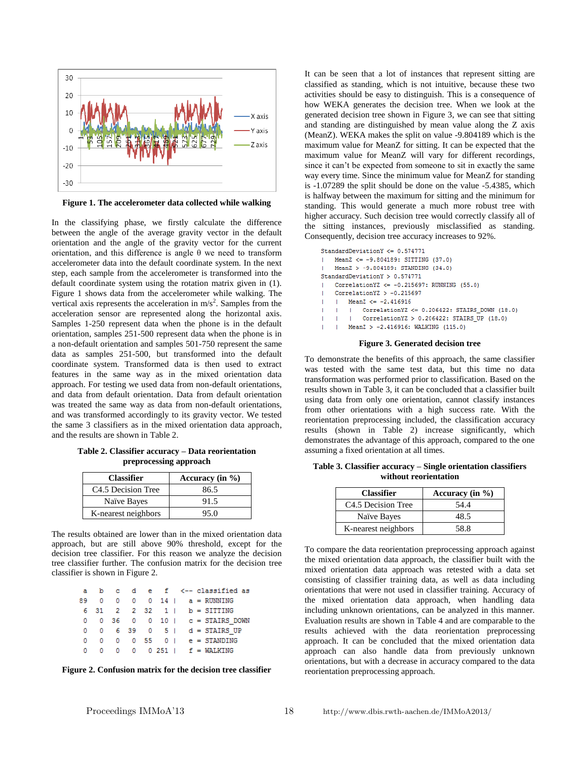Figure 1. The accelerometer data collected while walking

In the classifying phase, we firstly calculate the difference between the angle of the average gravity vector in the default orientation and the angle of the gravity vector for the current orientation, and this difference is angle θ we need to transform accelerometer data into the default coordinate system. In the next step, each sample from the accelerometer is transformed into the default coordinate system using the rotation matrix given in (1). Figure 1 shows data from the accelerometer while walking. The vertical axis represents the acceleration in m/s$^2$. Samples from the acceleration sensor are represented along the horizontal axis. Samples 1-250 represent data when the phone is in the default orientation, samples 251-500 represent data when the phone is in a non-default orientation and samples 501-750 represent the same data as samples 251-500, but transformed into the default coordinate system. Transformed data is then used to extract features in the same way as in the mixed orientation data approach. For testing we used data from non-default orientations, and data from default orientation. Data from default orientation was treated the same way as data from non-default orientations, and was transformed accordingly to its gravity vector. We tested the same 3 classifiers as in the mixed orientation data approach, and the results are shown in Table 2.

**Table 2. Classifier accuracy – Data reorientation preprocessing approach**

| Classifier | Accuracy (in %) |
|---|---|
| C4.5 Decision Tree | 86.5 |
| Naïve Bayes | 91.5 |
| K-nearest neighbors | 95.0 |

The results obtained are lower than in the mixed orientation data approach, but are still above 90% threshold, except for the decision tree classifier. For this reason we analyze the decision tree classifier further. The confusion matrix for the decision tree classifier is shown in Figure 2.

```
  a   b   c   d   e   f   <-- classified as
 89   0   0   0   0  14 |   a = RUNNING
  6  31   2   2  32   1 |   b = SITTING
  0   0  36   0   0  10 |   c = STAIRS_DOWN
  0   0   6  39   0   5 |   d = STAIRS_UP
  0   0   0   0  55   0 |   e = STANDING
  0   0   0   0   0 251 |   f = WALKING
```

**Figure 2. Confusion matrix for the decision tree classifier**

It can be seen that a lot of instances that represent sitting are classified as standing, which is not intuitive, because these two activities should be easy to distinguish. This is a consequence of how WEKA generates the decision tree. When we look at the generated decision tree shown in Figure 3, we can see that sitting and standing are distinguished by mean value along the Z axis (MeanZ). WEKA makes the split on value -9.804189 which is the maximum value for MeanZ for sitting. It can be expected that the maximum value for MeanZ will vary for different recordings, since it can't be expected from someone to sit in exactly the same way every time. Since the minimum value for MeanZ for standing is -1.07289 the split should be done on the value -5.4385, which is halfway between the maximum for sitting and the minimum for standing. This would generate a much more robust tree with higher accuracy. Such decision tree would correctly classify all of the sitting instances, previously misclassified as standing. Consequently, decision tree accuracy increases to 92%.

```
StandardDeviationY <= 0.574771
|   MeanZ <= -9.804189: SITTING (37.0)
|   MeanZ > -9.804189: STANDING (34.0)
StandardDeviationY > 0.574771
|   CorrelationYZ <= -0.215697: RUNNING (55.0)
|   CorrelationYZ > -0.215697
|   |   MeanZ <= -2.416916
|   |   |   CorrelationYZ <= 0.206422: STAIRS_DOWN (18.0)
|   |   |   CorrelationYZ > 0.206422: STAIRS_UP (18.0)
|   |   MeanZ > -2.416916: WALKING (115.0)
```

**Figure 3. Generated decision tree**

To demonstrate the benefits of this approach, the same classifier was tested with the same test data, but this time no data transformation was performed prior to classification. Based on the results shown in Table 3, it can be concluded that a classifier built using data from only one orientation, cannot classify instances from other orientations with a high success rate. With the reorientation preprocessing included, the classification accuracy results (shown in Table 2) increase significantly, which demonstrates the advantage of this approach, compared to the one assuming a fixed orientation at all times.

**Table 3. Classifier accuracy – Single orientation classifiers without reorientation**

| Classifier | Accuracy (in %) |
|---|---|
| C4.5 Decision Tree | 54.4 |
| Naïve Bayes | 48.5 |
| K-nearest neighbors | 58.8 |

To compare the data reorientation preprocessing approach against the mixed orientation data approach, the classifier built with the mixed orientation data approach was retested with a data set consisting of classifier training data, as well as data including orientations that were not used in classifier training. Accuracy of the mixed orientation data approach, when handling data including unknown orientations, can be analyzed in this manner. Evaluation results are shown in Table 4 and are comparable to the results achieved with the data reorientation preprocessing approach. It can be concluded that the mixed orientation data approach can also handle data from previously unknown orientations, but with a decrease in accuracy compared to the data reorientation preprocessing approach.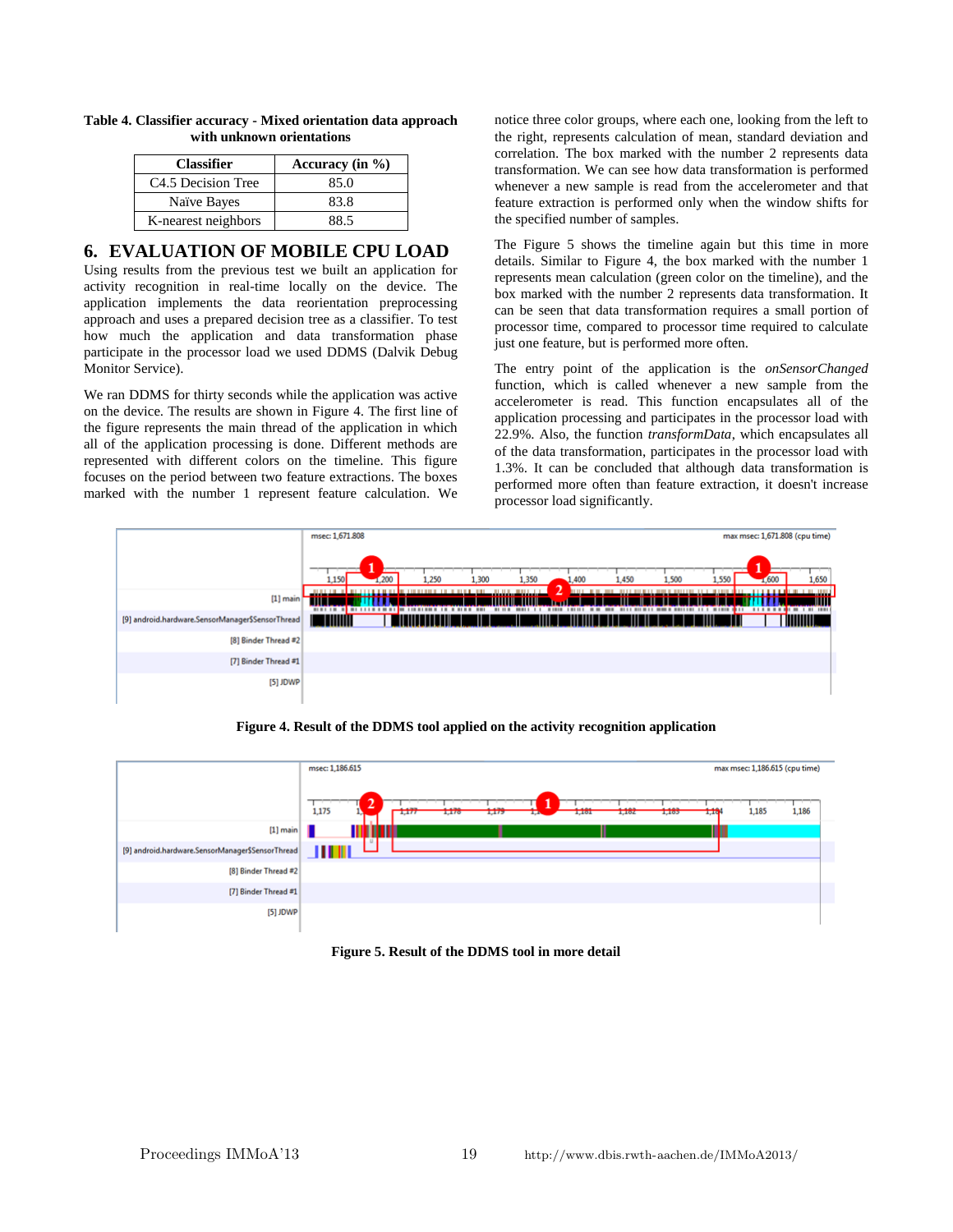**Table 4. Classifier accuracy - Mixed orientation data approach with unknown orientations**

| Classifier | Accuracy (in %) |
|---|---|
| C4.5 Decision Tree | 85.0 |
| Naïve Bayes | 83.8 |
| K-nearest neighbors | 88.5 |

## 6. EVALUATION OF MOBILE CPU LOAD

Using results from the previous test we built an application for activity recognition in real-time locally on the device. The application implements the data reorientation preprocessing approach and uses a prepared decision tree as a classifier. To test how much the application and data transformation phase participate in the processor load we used DDMS (Dalvik Debug Monitor Service).

We ran DDMS for thirty seconds while the application was active on the device. The results are shown in Figure 4. The first line of the figure represents the main thread of the application in which all of the application processing is done. Different methods are represented with different colors on the timeline. This figure focuses on the period between two feature extractions. The boxes marked with the number 1 represent feature calculation. We notice three color groups, where each one, looking from the left to the right, represents calculation of mean, standard deviation and correlation. The box marked with the number 2 represents data transformation. We can see how data transformation is performed whenever a new sample is read from the accelerometer and that feature extraction is performed only when the window shifts for the specified number of samples.

The Figure 5 shows the timeline again but this time in more details. Similar to Figure 4, the box marked with the number 1 represents mean calculation (green color on the timeline), and the box marked with the number 2 represents data transformation. It can be seen that data transformation requires a small portion of processor time, compared to processor time required to calculate just one feature, but is performed more often.

The entry point of the application is the *onSensorChanged* function, which is called whenever a new sample from the accelerometer is read. This function encapsulates all of the application processing and participates in the processor load with 22.9%. Also, the function *transformData*, which encapsulates all of the data transformation, participates in the processor load with 1.3%. It can be concluded that although data transformation is performed more often than feature extraction, it doesn't increase processor load significantly.

**Figure 4. Result of the DDMS tool applied on the activity recognition application**

**Figure 5. Result of the DDMS tool in more detail**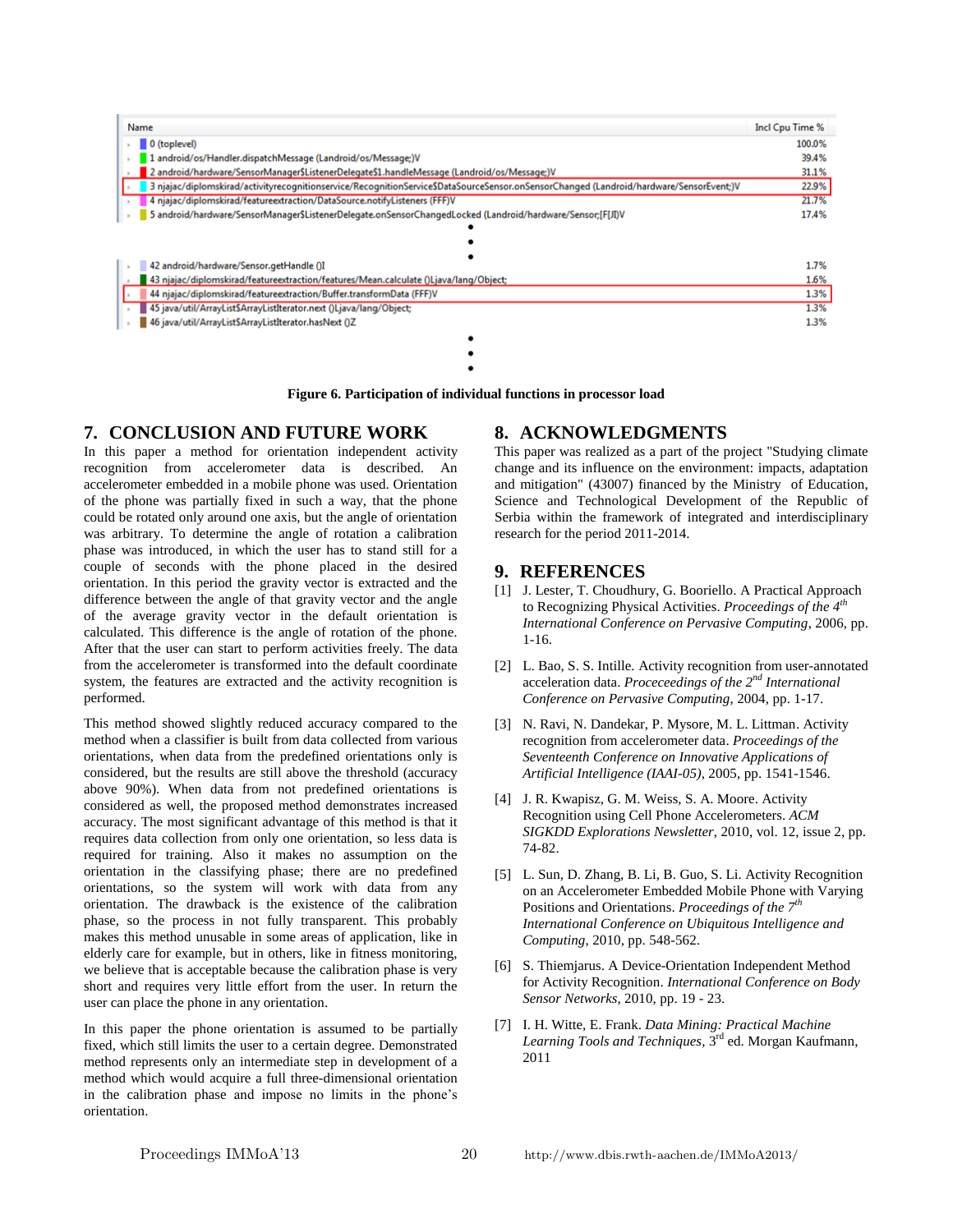| Name | Incl Cpu Time % |
|---|---|
| 0 (toplevel) | 100.0% |
| 1 android/os/Handler.dispatchMessage (Landroid/os/Message;)V | 39.4% |
| 2 android/hardware/SensorManager$ListenerDelegate$1.handleMessage (Landroid/os/Message;)V | 31.1% |
| 3 njajac/diplomskirad/activityrecognitionservice/RecognitionService$DataSourceSensor.onSensorChanged (Landroid/hardware/SensorEvent;)V | 22.9% |
| 4 njajac/diplomskirad/featureextraction/DataSource.notifyListeners (FFF)V | 21.7% |
| 5 android/hardware/SensorManager$ListenerDelegate.onSensorChangedLocked (Landroid/hardware/Sensor;[F[J)V | 17.4% |
| ⋮ | |
| 42 android/hardware/Sensor.getHandle ()I | 1.7% |
| 43 njajac/diplomskirad/featureextraction/features/Mean.calculate ()Ljava/lang/Object; | 1.6% |
| 44 njajac/diplomskirad/featureextraction/Buffer.transformData (FFF)V | 1.3% |
| 45 java/util/ArrayList$ArrayListIterator.next ()Ljava/lang/Object; | 1.3% |
| 46 java/util/ArrayList$ArrayListIterator.hasNext ()Z | 1.3% |
| ⋮ | |

**Figure 6. Participation of individual functions in processor load**

## 7. CONCLUSION AND FUTURE WORK

In this paper a method for orientation independent activity recognition from accelerometer data is described. An accelerometer embedded in a mobile phone was used. Orientation of the phone was partially fixed in such a way, that the phone could be rotated only around one axis, but the angle of orientation was arbitrary. To determine the angle of rotation a calibration phase was introduced, in which the user has to stand still for a couple of seconds with the phone placed in the desired orientation. In this period the gravity vector is extracted and the difference between the angle of that gravity vector and the angle of the average gravity vector in the default orientation is calculated. This difference is the angle of rotation of the phone. After that the user can start to perform activities freely. The data from the accelerometer is transformed into the default coordinate system, the features are extracted and the activity recognition is performed.

This method showed slightly reduced accuracy compared to the method when a classifier is built from data collected from various orientations, when data from the predefined orientations only is considered, but the results are still above the threshold (accuracy above 90%). When data from not predefined orientations is considered as well, the proposed method demonstrates increased accuracy. The most significant advantage of this method is that it requires data collection from only one orientation, so less data is required for training. Also it makes no assumption on the orientation in the classifying phase; there are no predefined orientations, so the system will work with data from any orientation. The drawback is the existence of the calibration phase, so the process in not fully transparent. This probably makes this method unusable in some areas of application, like in elderly care for example, but in others, like in fitness monitoring, we believe that is acceptable because the calibration phase is very short and requires very little effort from the user. In return the user can place the phone in any orientation.

In this paper the phone orientation is assumed to be partially fixed, which still limits the user to a certain degree. Demonstrated method represents only an intermediate step in development of a method which would acquire a full three-dimensional orientation in the calibration phase and impose no limits in the phone's orientation.

## 8. ACKNOWLEDGMENTS

This paper was realized as a part of the project "Studying climate change and its influence on the environment: impacts, adaptation and mitigation" (43007) financed by the Ministry of Education, Science and Technological Development of the Republic of Serbia within the framework of integrated and interdisciplinary research for the period 2011-2014.

## 9. REFERENCES

[1] J. Lester, T. Choudhury, G. Booriello. A Practical Approach to Recognizing Physical Activities. *Proceedings of the 4th International Conference on Pervasive Computing*, 2006, pp. 1-16.

[2] L. Bao, S. S. Intille. Activity recognition from user-annotated acceleration data. *Proceceedings of the 2nd International Conference on Pervasive Computing*, 2004, pp. 1-17.

[3] N. Ravi, N. Dandekar, P. Mysore, M. L. Littman. Activity recognition from accelerometer data. *Proceedings of the Seventeenth Conference on Innovative Applications of Artificial Intelligence (IAAI-05)*, 2005, pp. 1541-1546.

[4] J. R. Kwapisz, G. M. Weiss, S. A. Moore. Activity Recognition using Cell Phone Accelerometers. *ACM SIGKDD Explorations Newsletter*, 2010, vol. 12, issue 2, pp. 74-82.

[5] L. Sun, D. Zhang, B. Li, B. Guo, S. Li. Activity Recognition on an Accelerometer Embedded Mobile Phone with Varying Positions and Orientations. *Proceedings of the 7th International Conference on Ubiquitous Intelligence and Computing*, 2010, pp. 548-562.

[6] S. Thiemjarus. A Device-Orientation Independent Method for Activity Recognition. *International Conference on Body Sensor Networks*, 2010, pp. 19 - 23.

[7] I. H. Witte, E. Frank. *Data Mining: Practical Machine Learning Tools and Techniques*, 3rd ed. Morgan Kaufmann, 2011